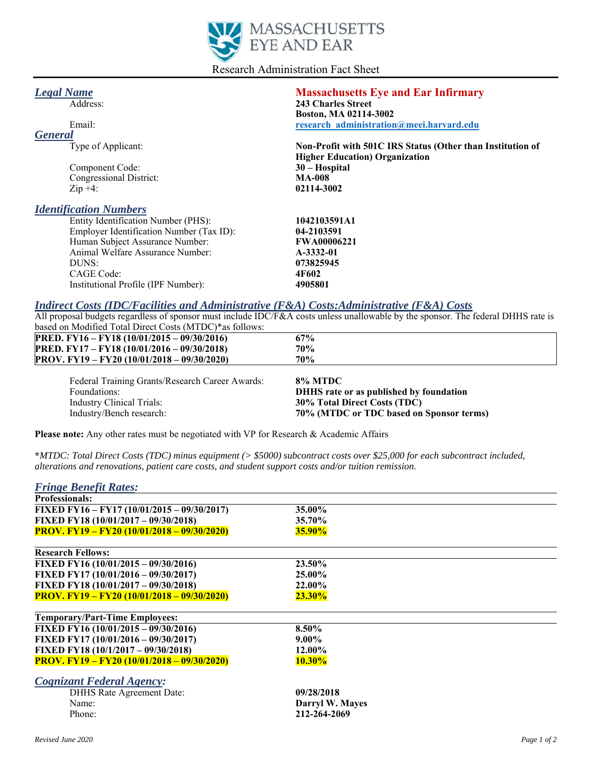# Research Administration Fact Sheet

## *Legal Name*

| | |
|---|---|
| | **Massachusetts Eye and Ear Infirmary** |
| Address: | **243 Charles Street<br>Boston, MA 02114-3002** |
| Email: | **research_administration@meei.harvard.edu** |

## *General*

| | |
|---|---|
| Type of Applicant: | **Non-Profit with 501C IRS Status (Other than Institution of Higher Education) Organization** |
| Component Code: | **30 – Hospital** |
| Congressional District: | **MA-008** |
| Zip +4: | **02114-3002** |

## *Identification Numbers*

| | |
|---|---|
| Entity Identification Number (PHS): | **1042103591A1** |
| Employer Identification Number (Tax ID): | **04-2103591** |
| Human Subject Assurance Number: | **FWA00006221** |
| Animal Welfare Assurance Number: | **A-3332-01** |
| DUNS: | **073825945** |
| CAGE Code: | **4F602** |
| Institutional Profile (IPF Number): | **4905801** |

## *Indirect Costs (IDC/Facilities and Administrative (F&A) Costs:Administrative (F&A) Costs*

All proposal budgets regardless of sponsor must include IDC/F&A costs unless unallowable by the sponsor. The federal DHHS rate is based on Modified Total Direct Costs (MTDC)*as follows:

| | |
|---|---|
| **PRED. FY16 – FY18 (10/01/2015 – 09/30/2016)** | **67%** |
| **PRED. FY17 – FY18 (10/01/2016 – 09/30/2018)** | **70%** |
| **PROV. FY19 – FY20 (10/01/2018 – 09/30/2020)** | **70%** |

| | |
|---|---|
| Federal Training Grants/Research Career Awards: | **8% MTDC** |
| Foundations: | **DHHS rate or as published by foundation** |
| Industry Clinical Trials: | **30% Total Direct Costs (TDC)** |
| Industry/Bench research: | **70% (MTDC or TDC based on Sponsor terms)** |

**Please note:** Any other rates must be negotiated with VP for Research & Academic Affairs

***MTDC:** *Total Direct Costs (TDC) minus equipment (> $5000) subcontract costs over $25,000 for each subcontract included, alterations and renovations, patient care costs, and student support costs and/or tuition remission.*

## *Fringe Benefit Rates:*

| **Professionals:** | |
|---|---|
| **FIXED FY16 – FY17 (10/01/2015 – 09/30/2017)** | **35.00%** |
| **FIXED FY18 (10/01/2017 – 09/30/2018)** | **35.70%** |
| **PROV. FY19 – FY20 (10/01/2018 – 09/30/2020)** | **35.90%** |

| **Research Fellows:** | |
|---|---|
| **FIXED FY16 (10/01/2015 – 09/30/2016)** | **23.50%** |
| **FIXED FY17 (10/01/2016 – 09/30/2017)** | **25.00%** |
| **FIXED FY18 (10/01/2017 – 09/30/2018)** | **22.00%** |
| **PROV. FY19 – FY20 (10/01/2018 – 09/30/2020)** | **23.30%** |

| **Temporary/Part-Time Employees:** | |
|---|---|
| **FIXED FY16 (10/01/2015 – 09/30/2016)** | **8.50%** |
| **FIXED FY17 (10/01/2016 – 09/30/2017)** | **9.00%** |
| **FIXED FY18 (10/1/2017 – 09/30/2018)** | **12.00%** |
| **PROV. FY19 – FY20 (10/01/2018 – 09/30/2020)** | **10.30%** |

## *Cognizant Federal Agency:*

| | |
|---|---|
| DHHS Rate Agreement Date: | **09/28/2018** |
| Name: | **Darryl W. Mayes** |
| Phone: | **212-264-2069** |

*Revised June 2020*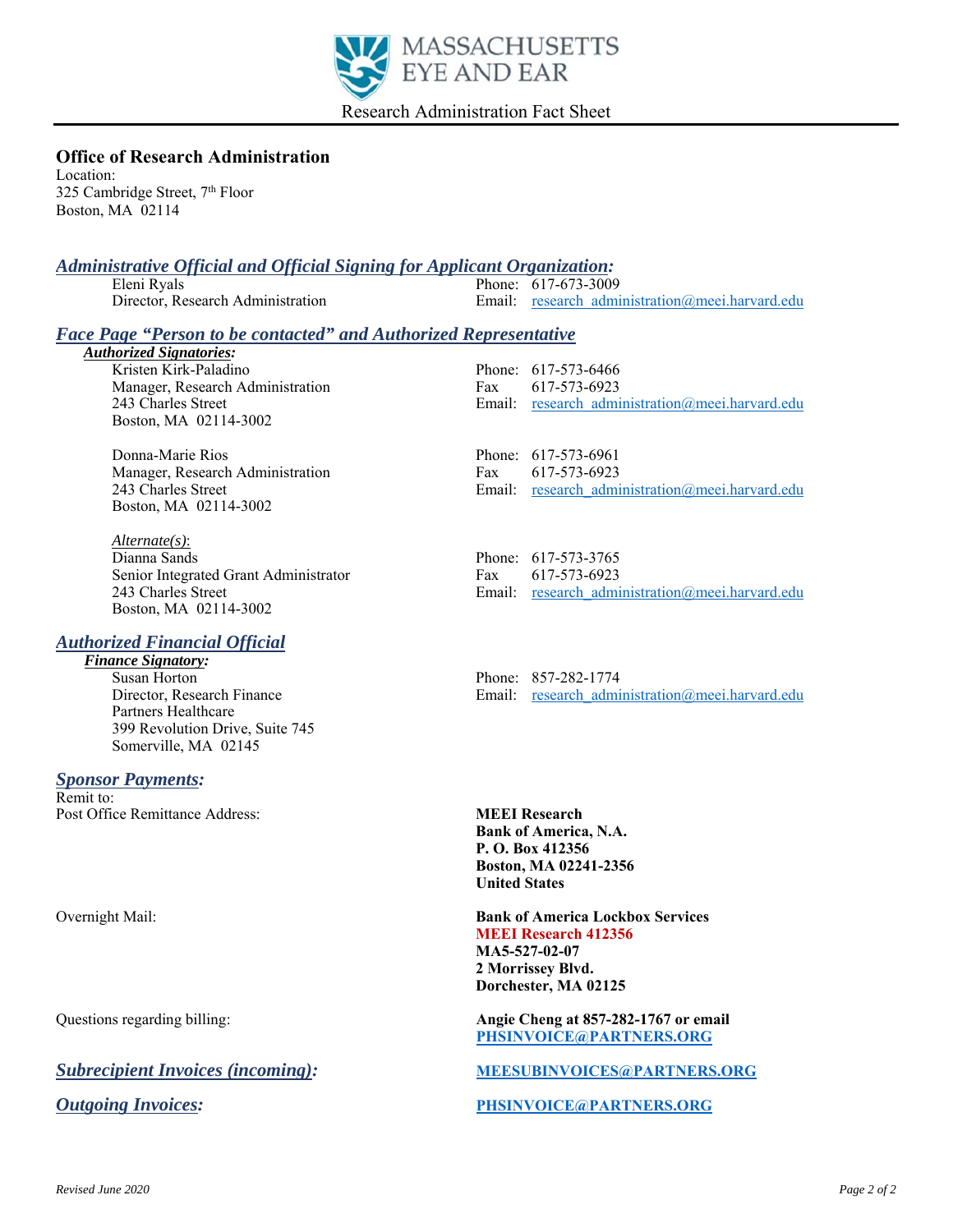MASSACHUSETTS EYE AND EAR

Research Administration Fact Sheet

## Office of Research Administration

Location:
325 Cambridge Street, 7th Floor
Boston, MA 02114

### *Administrative Official and Official Signing for Applicant Organization:*

Eleni Ryals
Director, Research Administration

Phone: 617-673-3009
Email: research_administration@meei.harvard.edu

### *Face Page "Person to be contacted" and Authorized Representative*

***Authorized Signatories:***

Kristen Kirk-Paladino
Manager, Research Administration
243 Charles Street
Boston, MA 02114-3002

Phone: 617-573-6466
Fax 617-573-6923
Email: research_administration@meei.harvard.edu

Donna-Marie Rios
Manager, Research Administration
243 Charles Street
Boston, MA 02114-3002

Phone: 617-573-6961
Fax 617-573-6923
Email: research_administration@meei.harvard.edu

*Alternate(s)*:

Dianna Sands
Senior Integrated Grant Administrator
243 Charles Street
Boston, MA 02114-3002

Phone: 617-573-3765
Fax 617-573-6923
Email: research_administration@meei.harvard.edu

### *Authorized Financial Official*

***Finance Signatory:***

Susan Horton
Director, Research Finance
Partners Healthcare
399 Revolution Drive, Suite 745
Somerville, MA 02145

Phone: 857-282-1774
Email: research_administration@meei.harvard.edu

### *Sponsor Payments:*

Remit to:

Post Office Remittance Address:

**MEEI Research**
**Bank of America, N.A.**
**P. O. Box 412356**
**Boston, MA 02241-2356**
**United States**

Overnight Mail:

**Bank of America Lockbox Services**
**MEEI Research 412356**
**MA5-527-02-07**
**2 Morrissey Blvd.**
**Dorchester, MA 02125**

Questions regarding billing:

**Angie Cheng at 857-282-1767 or email PHSINVOICE@PARTNERS.ORG**

### *Subrecipient Invoices (incoming):*

**MEESUBINVOICES@PARTNERS.ORG**

### *Outgoing Invoices:*

**PHSINVOICE@PARTNERS.ORG**

*Revised June 2020*